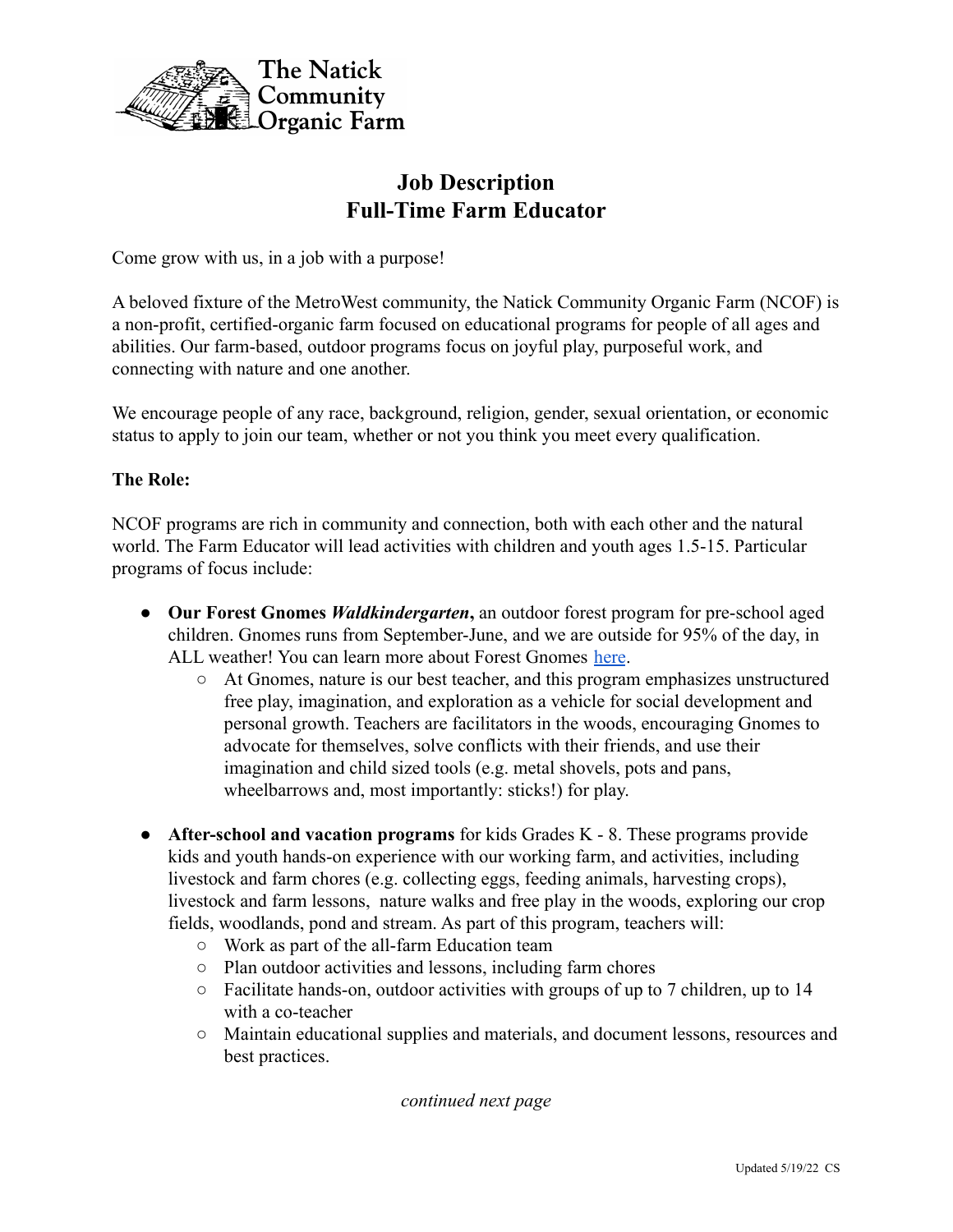The Natick Community Organic Farm

# Job Description
# Full-Time Farm Educator

Come grow with us, in a job with a purpose!

A beloved fixture of the MetroWest community, the Natick Community Organic Farm (NCOF) is a non-profit, certified-organic farm focused on educational programs for people of all ages and abilities. Our farm-based, outdoor programs focus on joyful play, purposeful work, and connecting with nature and one another.

We encourage people of any race, background, religion, gender, sexual orientation, or economic status to apply to join our team, whether or not you think you meet every qualification.

**The Role:**

NCOF programs are rich in community and connection, both with each other and the natural world. The Farm Educator will lead activities with children and youth ages 1.5-15. Particular programs of focus include:

- **Our Forest Gnomes *Waldkindergarten*,** an outdoor forest program for pre-school aged children. Gnomes runs from September-June, and we are outside for 95% of the day, in ALL weather! You can learn more about Forest Gnomes here.
  - At Gnomes, nature is our best teacher, and this program emphasizes unstructured free play, imagination, and exploration as a vehicle for social development and personal growth. Teachers are facilitators in the woods, encouraging Gnomes to advocate for themselves, solve conflicts with their friends, and use their imagination and child sized tools (e.g. metal shovels, pots and pans, wheelbarrows and, most importantly: sticks!) for play.

- **After-school and vacation programs** for kids Grades K - 8. These programs provide kids and youth hands-on experience with our working farm, and activities, including livestock and farm chores (e.g. collecting eggs, feeding animals, harvesting crops), livestock and farm lessons, nature walks and free play in the woods, exploring our crop fields, woodlands, pond and stream. As part of this program, teachers will:
  - Work as part of the all-farm Education team
  - Plan outdoor activities and lessons, including farm chores
  - Facilitate hands-on, outdoor activities with groups of up to 7 children, up to 14 with a co-teacher
  - Maintain educational supplies and materials, and document lessons, resources and best practices.

*continued next page*

Updated 5/19/22 CS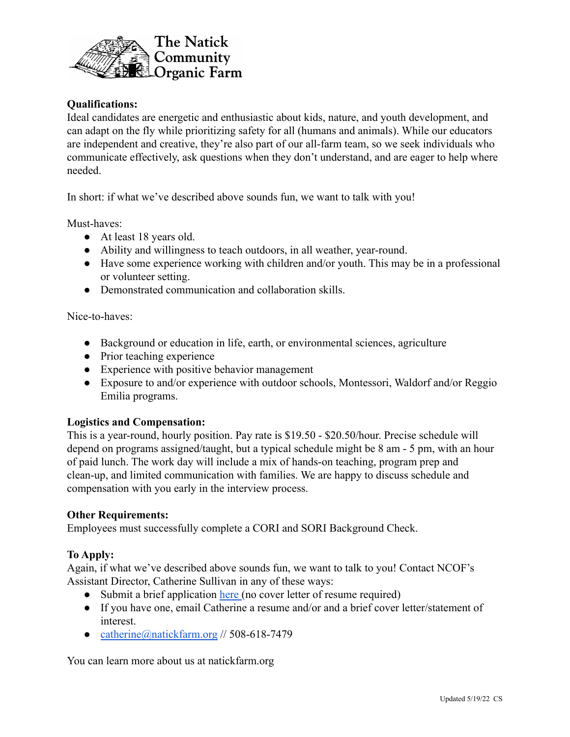The Natick Community Organic Farm

**Qualifications:**
Ideal candidates are energetic and enthusiastic about kids, nature, and youth development, and can adapt on the fly while prioritizing safety for all (humans and animals). While our educators are independent and creative, they're also part of our all-farm team, so we seek individuals who communicate effectively, ask questions when they don't understand, and are eager to help where needed.

In short: if what we've described above sounds fun, we want to talk with you!

Must-haves:

- At least 18 years old.
- Ability and willingness to teach outdoors, in all weather, year-round.
- Have some experience working with children and/or youth. This may be in a professional or volunteer setting.
- Demonstrated communication and collaboration skills.

Nice-to-haves:

- Background or education in life, earth, or environmental sciences, agriculture
- Prior teaching experience
- Experience with positive behavior management
- Exposure to and/or experience with outdoor schools, Montessori, Waldorf and/or Reggio Emilia programs.

**Logistics and Compensation:**
This is a year-round, hourly position. Pay rate is $19.50 - $20.50/hour. Precise schedule will depend on programs assigned/taught, but a typical schedule might be 8 am - 5 pm, with an hour of paid lunch. The work day will include a mix of hands-on teaching, program prep and clean-up, and limited communication with families. We are happy to discuss schedule and compensation with you early in the interview process.

**Other Requirements:**
Employees must successfully complete a CORI and SORI Background Check.

**To Apply:**
Again, if what we've described above sounds fun, we want to talk to you! Contact NCOF's Assistant Director, Catherine Sullivan in any of these ways:

- Submit a brief application here (no cover letter of resume required)
- If you have one, email Catherine a resume and/or and a brief cover letter/statement of interest.
- catherine@natickfarm.org // 508-618-7479

You can learn more about us at natickfarm.org

Updated 5/19/22 CS